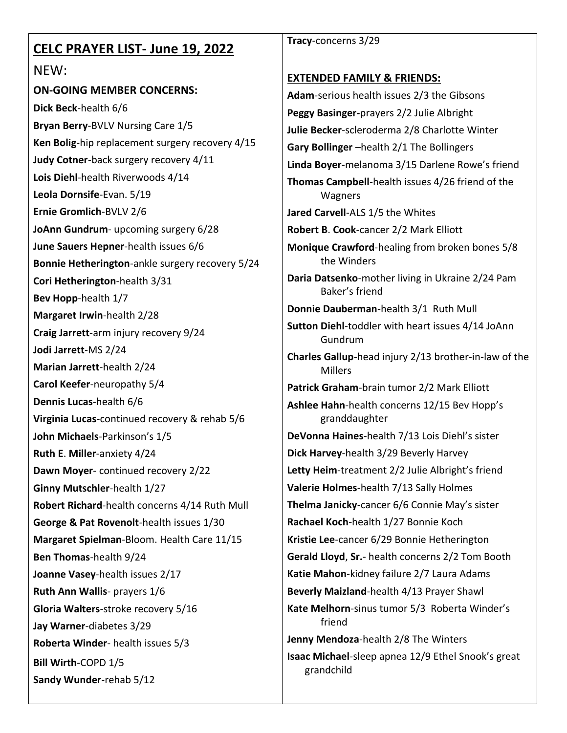## CELC PRAYER LIST- June 19, 2022

NEW:

**ON-GOING MEMBER CONCERNS:**

**Dick Beck**-health 6/6
**Bryan Berry**-BVLV Nursing Care 1/5
**Ken Bolig**-hip replacement surgery recovery 4/15
**Judy Cotner**-back surgery recovery 4/11
**Lois Diehl**-health Riverwoods 4/14
**Leola Dornsife**-Evan. 5/19
**Ernie Gromlich**-BVLV 2/6
**JoAnn Gundrum**- upcoming surgery 6/28
**June Sauers Hepner**-health issues 6/6
**Bonnie Hetherington**-ankle surgery recovery 5/24
**Cori Hetherington**-health 3/31
**Bev Hopp**-health 1/7
**Margaret Irwin**-health 2/28
**Craig Jarrett**-arm injury recovery 9/24
**Jodi Jarrett**-MS 2/24
**Marian Jarrett**-health 2/24
**Carol Keefer**-neuropathy 5/4
**Dennis Lucas**-health 6/6
**Virginia Lucas**-continued recovery & rehab 5/6
**John Michaels**-Parkinson's 1/5
**Ruth E. Miller**-anxiety 4/24
**Dawn Moyer**- continued recovery 2/22
**Ginny Mutschler**-health 1/27
**Robert Richard**-health concerns 4/14 Ruth Mull
**George & Pat Rovenolt**-health issues 1/30
**Margaret Spielman**-Bloom. Health Care 11/15
**Ben Thomas**-health 9/24
**Joanne Vasey**-health issues 2/17
**Ruth Ann Wallis**- prayers 1/6
**Gloria Walters**-stroke recovery 5/16
**Jay Warner**-diabetes 3/29
**Roberta Winder**- health issues 5/3
**Bill Wirth**-COPD 1/5
**Sandy Wunder**-rehab 5/12
**Tracy**-concerns 3/29

**EXTENDED FAMILY & FRIENDS:**

**Adam**-serious health issues 2/3 the Gibsons
**Peggy Basinger-**prayers 2/2 Julie Albright
**Julie Becker**-scleroderma 2/8 Charlotte Winter
**Gary Bollinger** –health 2/1 The Bollingers
**Linda Boyer**-melanoma 3/15 Darlene Rowe's friend
**Thomas Campbell**-health issues 4/26 friend of the Wagners
**Jared Carvell**-ALS 1/5 the Whites
**Robert B. Cook**-cancer 2/2 Mark Elliott
**Monique Crawford**-healing from broken bones 5/8 the Winders
**Daria Datsenko**-mother living in Ukraine 2/24 Pam Baker's friend
**Donnie Dauberman**-health 3/1 Ruth Mull
**Sutton Diehl**-toddler with heart issues 4/14 JoAnn Gundrum
**Charles Gallup**-head injury 2/13 brother-in-law of the Millers
**Patrick Graham**-brain tumor 2/2 Mark Elliott
**Ashlee Hahn**-health concerns 12/15 Bev Hopp's granddaughter
**DeVonna Haines**-health 7/13 Lois Diehl's sister
**Dick Harvey**-health 3/29 Beverly Harvey
**Letty Heim**-treatment 2/2 Julie Albright's friend
**Valerie Holmes**-health 7/13 Sally Holmes
**Thelma Janicky**-cancer 6/6 Connie May's sister
**Rachael Koch**-health 1/27 Bonnie Koch
**Kristie Lee**-cancer 6/29 Bonnie Hetherington
**Gerald Lloyd, Sr.**- health concerns 2/2 Tom Booth
**Katie Mahon**-kidney failure 2/7 Laura Adams
**Beverly Maizland**-health 4/13 Prayer Shawl
**Kate Melhorn**-sinus tumor 5/3 Roberta Winder's friend
**Jenny Mendoza**-health 2/8 The Winters
**Isaac Michael**-sleep apnea 12/9 Ethel Snook's great grandchild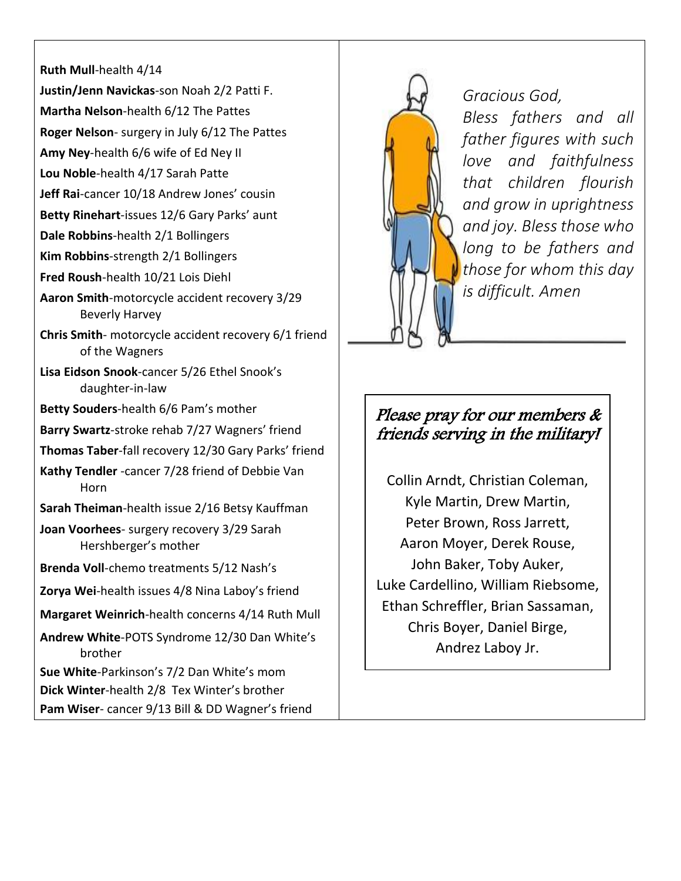**Ruth Mull**-health 4/14

**Justin/Jenn Navickas**-son Noah 2/2 Patti F.

**Martha Nelson**-health 6/12 The Pattes

**Roger Nelson**- surgery in July 6/12 The Pattes

**Amy Ney**-health 6/6 wife of Ed Ney II

**Lou Noble**-health 4/17 Sarah Patte

**Jeff Rai**-cancer 10/18 Andrew Jones' cousin

**Betty Rinehart**-issues 12/6 Gary Parks' aunt

**Dale Robbins**-health 2/1 Bollingers

**Kim Robbins**-strength 2/1 Bollingers

**Fred Roush**-health 10/21 Lois Diehl

**Aaron Smith**-motorcycle accident recovery 3/29 Beverly Harvey

**Chris Smith**- motorcycle accident recovery 6/1 friend of the Wagners

**Lisa Eidson Snook**-cancer 5/26 Ethel Snook's daughter-in-law

**Betty Souders**-health 6/6 Pam's mother

**Barry Swartz**-stroke rehab 7/27 Wagners' friend

**Thomas Taber**-fall recovery 12/30 Gary Parks' friend

**Kathy Tendler** -cancer 7/28 friend of Debbie Van Horn

**Sarah Theiman**-health issue 2/16 Betsy Kauffman

**Joan Voorhees**- surgery recovery 3/29 Sarah Hershberger's mother

**Brenda Voll**-chemo treatments 5/12 Nash's

**Zorya Wei**-health issues 4/8 Nina Laboy's friend

**Margaret Weinrich**-health concerns 4/14 Ruth Mull

**Andrew White**-POTS Syndrome 12/30 Dan White's brother

**Sue White**-Parkinson's 7/2 Dan White's mom

**Dick Winter**-health 2/8 Tex Winter's brother

**Pam Wiser**- cancer 9/13 Bill & DD Wagner's friend

*Gracious God,*
*Bless fathers and all father figures with such love and faithfulness that children flourish and grow in uprightness and joy. Bless those who long to be fathers and those for whom this day is difficult. Amen*

*Please pray for our members & friends serving in the military!*

Collin Arndt, Christian Coleman, Kyle Martin, Drew Martin, Peter Brown, Ross Jarrett, Aaron Moyer, Derek Rouse, John Baker, Toby Auker, Luke Cardellino, William Riebsome, Ethan Schreffler, Brian Sassaman, Chris Boyer, Daniel Birge, Andrez Laboy Jr.